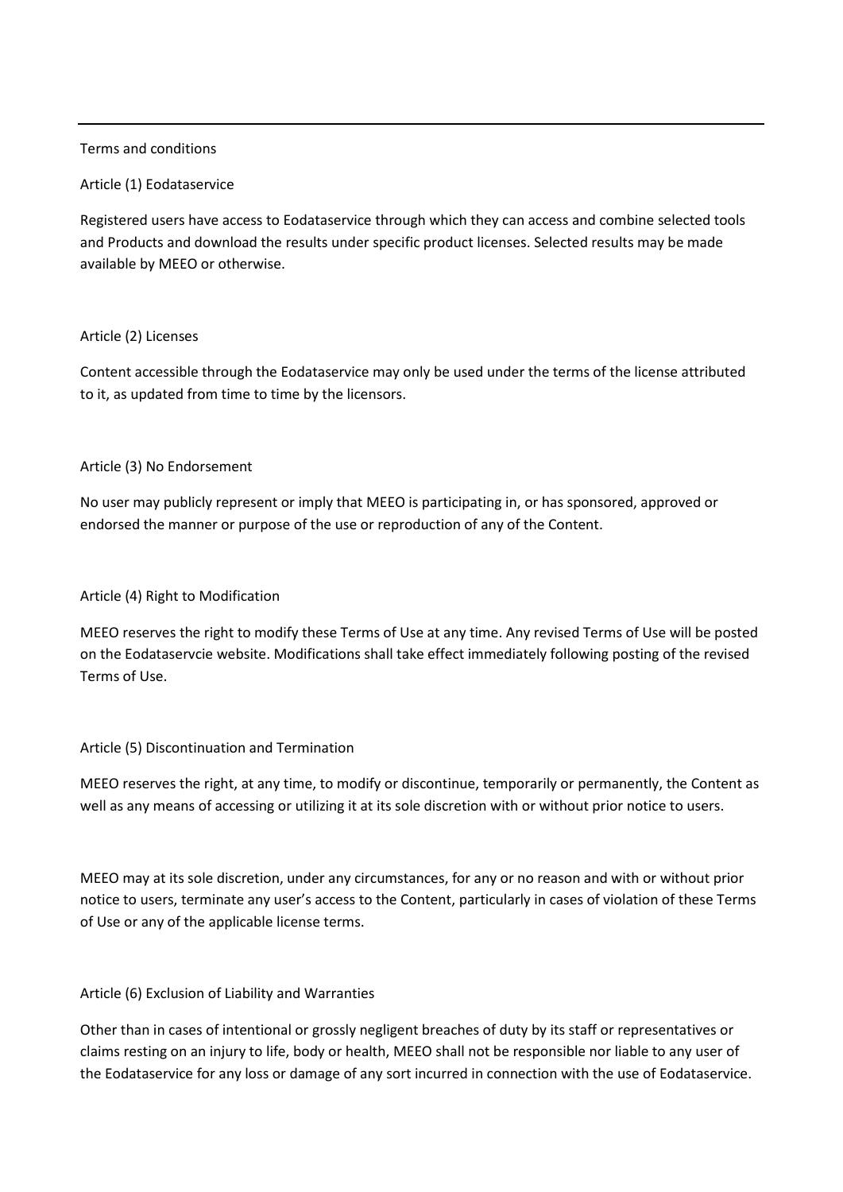Terms and conditions

## Article (1) Eodataservice

Registered users have access to Eodataservice through which they can access and combine selected tools and Products and download the results under specific product licenses. Selected results may be made available by MEEO or otherwise.

## Article (2) Licenses

Content accessible through the Eodataservice may only be used under the terms of the license attributed to it, as updated from time to time by the licensors.

## Article (3) No Endorsement

No user may publicly represent or imply that MEEO is participating in, or has sponsored, approved or endorsed the manner or purpose of the use or reproduction of any of the Content.

## Article (4) Right to Modification

MEEO reserves the right to modify these Terms of Use at any time. Any revised Terms of Use will be posted on the Eodataservcie website. Modifications shall take effect immediately following posting of the revised Terms of Use.

## Article (5) Discontinuation and Termination

MEEO reserves the right, at any time, to modify or discontinue, temporarily or permanently, the Content as well as any means of accessing or utilizing it at its sole discretion with or without prior notice to users.

MEEO may at its sole discretion, under any circumstances, for any or no reason and with or without prior notice to users, terminate any user's access to the Content, particularly in cases of violation of these Terms of Use or any of the applicable license terms.

## Article (6) Exclusion of Liability and Warranties

Other than in cases of intentional or grossly negligent breaches of duty by its staff or representatives or claims resting on an injury to life, body or health, MEEO shall not be responsible nor liable to any user of the Eodataservice for any loss or damage of any sort incurred in connection with the use of Eodataservice.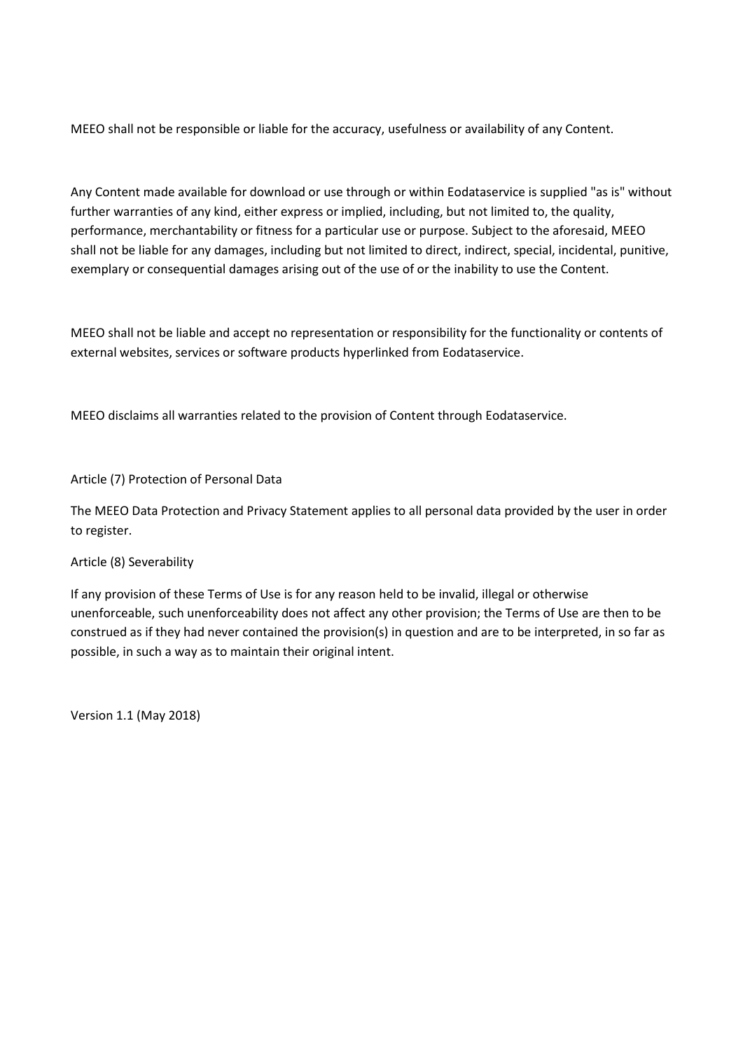MEEO shall not be responsible or liable for the accuracy, usefulness or availability of any Content.

Any Content made available for download or use through or within Eodataservice is supplied "as is" without further warranties of any kind, either express or implied, including, but not limited to, the quality, performance, merchantability or fitness for a particular use or purpose. Subject to the aforesaid, MEEO shall not be liable for any damages, including but not limited to direct, indirect, special, incidental, punitive, exemplary or consequential damages arising out of the use of or the inability to use the Content.

MEEO shall not be liable and accept no representation or responsibility for the functionality or contents of external websites, services or software products hyperlinked from Eodataservice.

MEEO disclaims all warranties related to the provision of Content through Eodataservice.

## Article (7) Protection of Personal Data

The MEEO Data Protection and Privacy Statement applies to all personal data provided by the user in order to register.

## Article (8) Severability

If any provision of these Terms of Use is for any reason held to be invalid, illegal or otherwise unenforceable, such unenforceability does not affect any other provision; the Terms of Use are then to be construed as if they had never contained the provision(s) in question and are to be interpreted, in so far as possible, in such a way as to maintain their original intent.

Version 1.1 (May 2018)